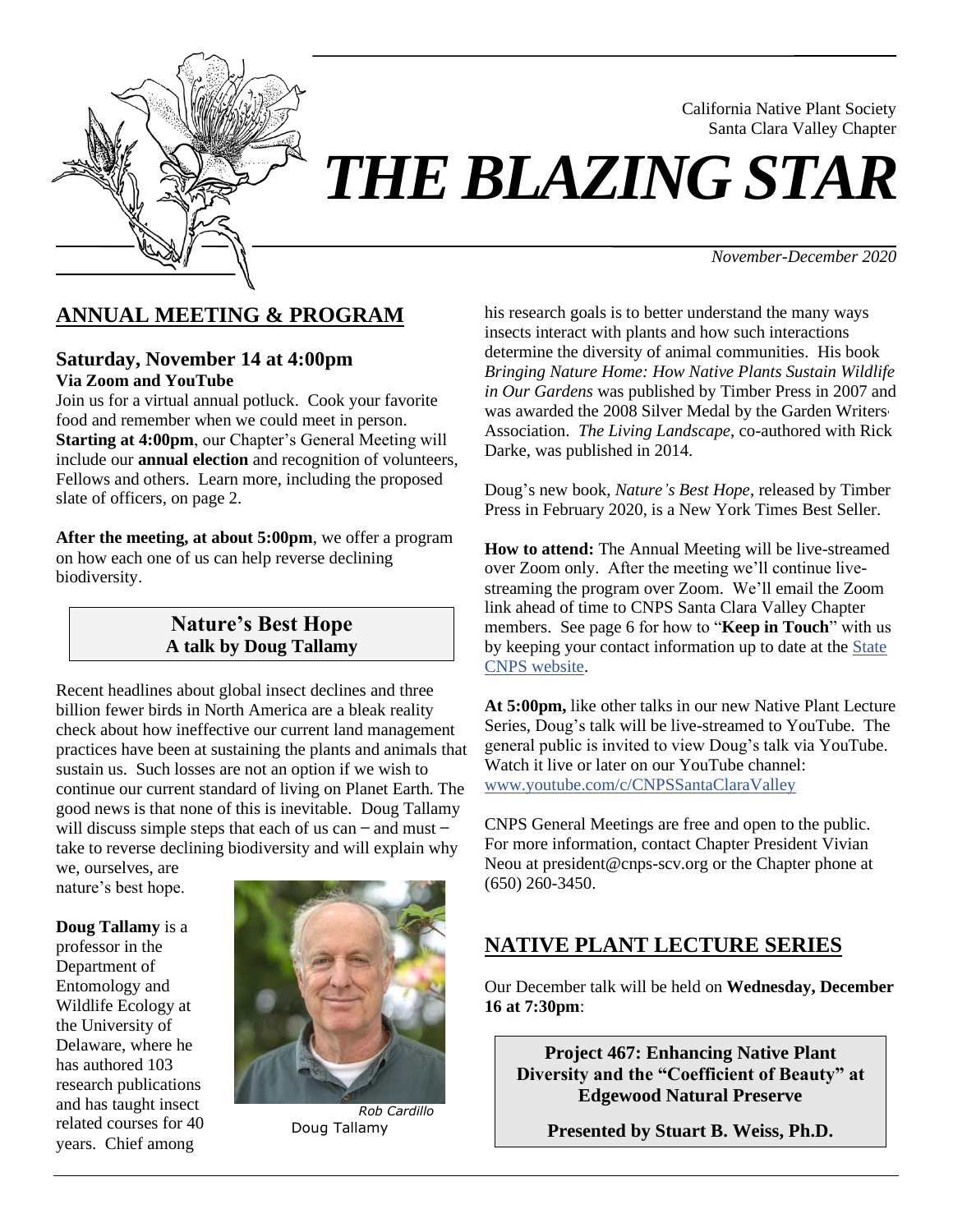California Native Plant Society
Santa Clara Valley Chapter

# *THE BLAZING STAR*

*November-December 2020*

## ANNUAL MEETING & PROGRAM

### Saturday, November 14 at 4:00pm

**Via Zoom and YouTube**

Join us for a virtual annual potluck. Cook your favorite food and remember when we could meet in person. **Starting at 4:00pm**, our Chapter's General Meeting will include our **annual election** and recognition of volunteers, Fellows and others. Learn more, including the proposed slate of officers, on page 2.

**After the meeting, at about 5:00pm**, we offer a program on how each one of us can help reverse declining biodiversity.

### Nature's Best Hope
**A talk by Doug Tallamy**

Recent headlines about global insect declines and three billion fewer birds in North America are a bleak reality check about how ineffective our current land management practices have been at sustaining the plants and animals that sustain us. Such losses are not an option if we wish to continue our current standard of living on Planet Earth. The good news is that none of this is inevitable. Doug Tallamy will discuss simple steps that each of us can – and must – take to reverse declining biodiversity and will explain why we, ourselves, are nature's best hope.

*Rob Cardillo*
Doug Tallamy

**Doug Tallamy** is a professor in the Department of Entomology and Wildlife Ecology at the University of Delaware, where he has authored 103 research publications and has taught insect related courses for 40 years. Chief among his research goals is to better understand the many ways insects interact with plants and how such interactions determine the diversity of animal communities. His book *Bringing Nature Home: How Native Plants Sustain Wildlife in Our Gardens* was published by Timber Press in 2007 and was awarded the 2008 Silver Medal by the Garden Writers' Association. *The Living Landscape*, co-authored with Rick Darke, was published in 2014.

Doug's new book, *Nature's Best Hope*, released by Timber Press in February 2020, is a New York Times Best Seller.

**How to attend:** The Annual Meeting will be live-streamed over Zoom only. After the meeting we'll continue live-streaming the program over Zoom. We'll email the Zoom link ahead of time to CNPS Santa Clara Valley Chapter members. See page 6 for how to "**Keep in Touch**" with us by keeping your contact information up to date at the State CNPS website.

**At 5:00pm,** like other talks in our new Native Plant Lecture Series, Doug's talk will be live-streamed to YouTube. The general public is invited to view Doug's talk via YouTube. Watch it live or later on our YouTube channel: www.youtube.com/c/CNPSSantaClaraValley

CNPS General Meetings are free and open to the public. For more information, contact Chapter President Vivian Neou at president@cnps-scv.org or the Chapter phone at (650) 260-3450.

## NATIVE PLANT LECTURE SERIES

Our December talk will be held on **Wednesday, December 16 at 7:30pm**:

**Project 467: Enhancing Native Plant Diversity and the "Coefficient of Beauty" at Edgewood Natural Preserve**

**Presented by Stuart B. Weiss, Ph.D.**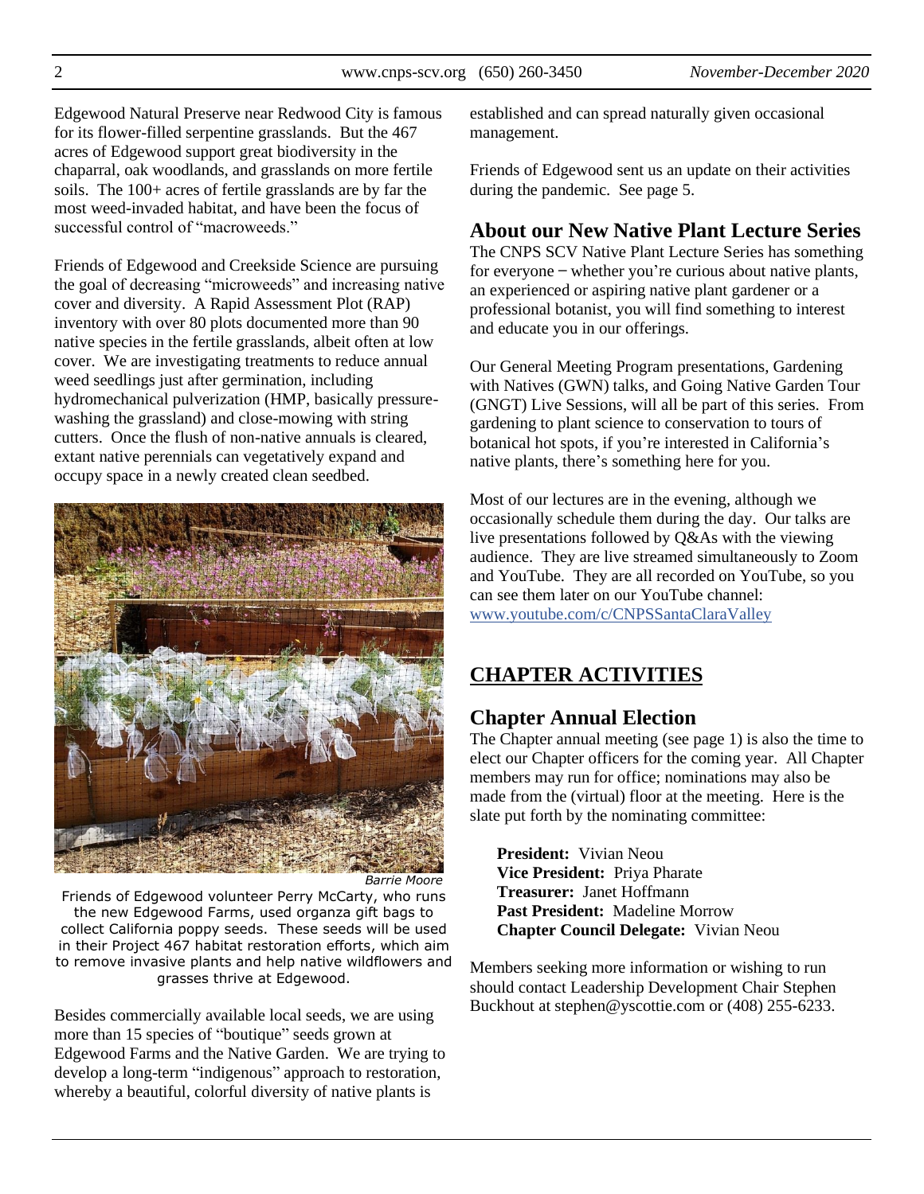Edgewood Natural Preserve near Redwood City is famous for its flower-filled serpentine grasslands. But the 467 acres of Edgewood support great biodiversity in the chaparral, oak woodlands, and grasslands on more fertile soils. The 100+ acres of fertile grasslands are by far the most weed-invaded habitat, and have been the focus of successful control of "macroweeds."

Friends of Edgewood and Creekside Science are pursuing the goal of decreasing "microweeds" and increasing native cover and diversity. A Rapid Assessment Plot (RAP) inventory with over 80 plots documented more than 90 native species in the fertile grasslands, albeit often at low cover. We are investigating treatments to reduce annual weed seedlings just after germination, including hydromechanical pulverization (HMP, basically pressure-washing the grassland) and close-mowing with string cutters. Once the flush of non-native annuals is cleared, extant native perennials can vegetatively expand and occupy space in a newly created clean seedbed.

*Barrie Moore*

Friends of Edgewood volunteer Perry McCarty, who runs the new Edgewood Farms, used organza gift bags to collect California poppy seeds. These seeds will be used in their Project 467 habitat restoration efforts, which aim to remove invasive plants and help native wildflowers and grasses thrive at Edgewood.

Besides commercially available local seeds, we are using more than 15 species of "boutique" seeds grown at Edgewood Farms and the Native Garden. We are trying to develop a long-term "indigenous" approach to restoration, whereby a beautiful, colorful diversity of native plants is established and can spread naturally given occasional management.

Friends of Edgewood sent us an update on their activities during the pandemic. See page 5.

## About our New Native Plant Lecture Series

The CNPS SCV Native Plant Lecture Series has something for everyone – whether you're curious about native plants, an experienced or aspiring native plant gardener or a professional botanist, you will find something to interest and educate you in our offerings.

Our General Meeting Program presentations, Gardening with Natives (GWN) talks, and Going Native Garden Tour (GNGT) Live Sessions, will all be part of this series. From gardening to plant science to conservation to tours of botanical hot spots, if you're interested in California's native plants, there's something here for you.

Most of our lectures are in the evening, although we occasionally schedule them during the day. Our talks are live presentations followed by Q&As with the viewing audience. They are live streamed simultaneously to Zoom and YouTube. They are all recorded on YouTube, so you can see them later on our YouTube channel: www.youtube.com/c/CNPSSantaClaraValley

# CHAPTER ACTIVITIES

## Chapter Annual Election

The Chapter annual meeting (see page 1) is also the time to elect our Chapter officers for the coming year. All Chapter members may run for office; nominations may also be made from the (virtual) floor at the meeting. Here is the slate put forth by the nominating committee:

**President:** Vivian Neou
**Vice President:** Priya Pharate
**Treasurer:** Janet Hoffmann
**Past President:** Madeline Morrow
**Chapter Council Delegate:** Vivian Neou

Members seeking more information or wishing to run should contact Leadership Development Chair Stephen Buckhout at stephen@yscottie.com or (408) 255-6233.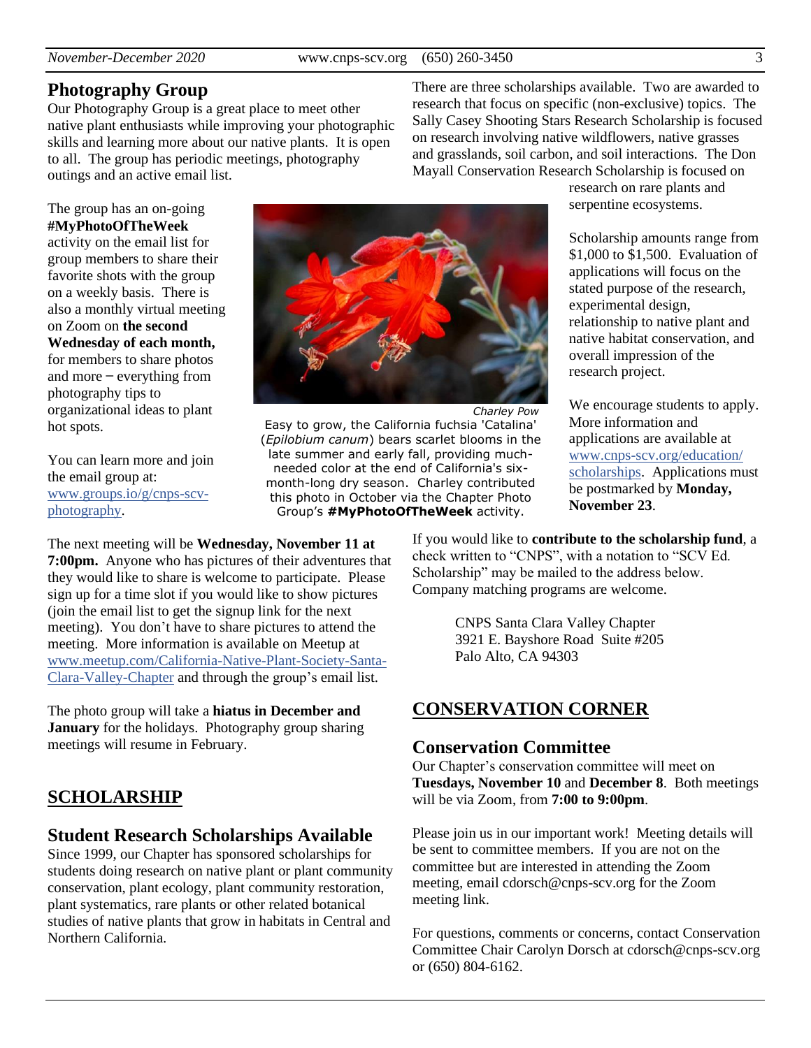## Photography Group

Our Photography Group is a great place to meet other native plant enthusiasts while improving your photographic skills and learning more about our native plants. It is open to all. The group has periodic meetings, photography outings and an active email list.

The group has an on-going **#MyPhotoOfTheWeek** activity on the email list for group members to share their favorite shots with the group on a weekly basis. There is also a monthly virtual meeting on Zoom on **the second Wednesday of each month,** for members to share photos and more – everything from photography tips to organizational ideas to plant hot spots.

Charley Pow

Easy to grow, the California fuchsia 'Catalina' (*Epilobium canum*) bears scarlet blooms in the late summer and early fall, providing much-needed color at the end of California's six-month-long dry season. Charley contributed this photo in October via the Chapter Photo Group's **#MyPhotoOfTheWeek** activity.

You can learn more and join the email group at: www.groups.io/g/cnps-scv-photography.

The next meeting will be **Wednesday, November 11 at 7:00pm.** Anyone who has pictures of their adventures that they would like to share is welcome to participate. Please sign up for a time slot if you would like to show pictures (join the email list to get the signup link for the next meeting). You don't have to share pictures to attend the meeting. More information is available on Meetup at www.meetup.com/California-Native-Plant-Society-Santa-Clara-Valley-Chapter and through the group's email list.

The photo group will take a **hiatus in December and January** for the holidays. Photography group sharing meetings will resume in February.

# SCHOLARSHIP

## Student Research Scholarships Available

Since 1999, our Chapter has sponsored scholarships for students doing research on native plant or plant community conservation, plant ecology, plant community restoration, plant systematics, rare plants or other related botanical studies of native plants that grow in habitats in Central and Northern California.

There are three scholarships available. Two are awarded to research that focus on specific (non-exclusive) topics. The Sally Casey Shooting Stars Research Scholarship is focused on research involving native wildflowers, native grasses and grasslands, soil carbon, and soil interactions. The Don Mayall Conservation Research Scholarship is focused on research on rare plants and serpentine ecosystems.

Scholarship amounts range from $1,000 to $1,500. Evaluation of applications will focus on the stated purpose of the research, experimental design, relationship to native plant and native habitat conservation, and overall impression of the research project.

We encourage students to apply. More information and applications are available at www.cnps-scv.org/education/scholarships. Applications must be postmarked by **Monday, November 23**.

If you would like to **contribute to the scholarship fund**, a check written to "CNPS", with a notation to "SCV Ed. Scholarship" may be mailed to the address below. Company matching programs are welcome.

CNPS Santa Clara Valley Chapter
3921 E. Bayshore Road Suite #205
Palo Alto, CA 94303

# CONSERVATION CORNER

## Conservation Committee

Our Chapter's conservation committee will meet on **Tuesdays, November 10** and **December 8**. Both meetings will be via Zoom, from **7:00 to 9:00pm**.

Please join us in our important work! Meeting details will be sent to committee members. If you are not on the committee but are interested in attending the Zoom meeting, email cdorsch@cnps-scv.org for the Zoom meeting link.

For questions, comments or concerns, contact Conservation Committee Chair Carolyn Dorsch at cdorsch@cnps-scv.org or (650) 804-6162.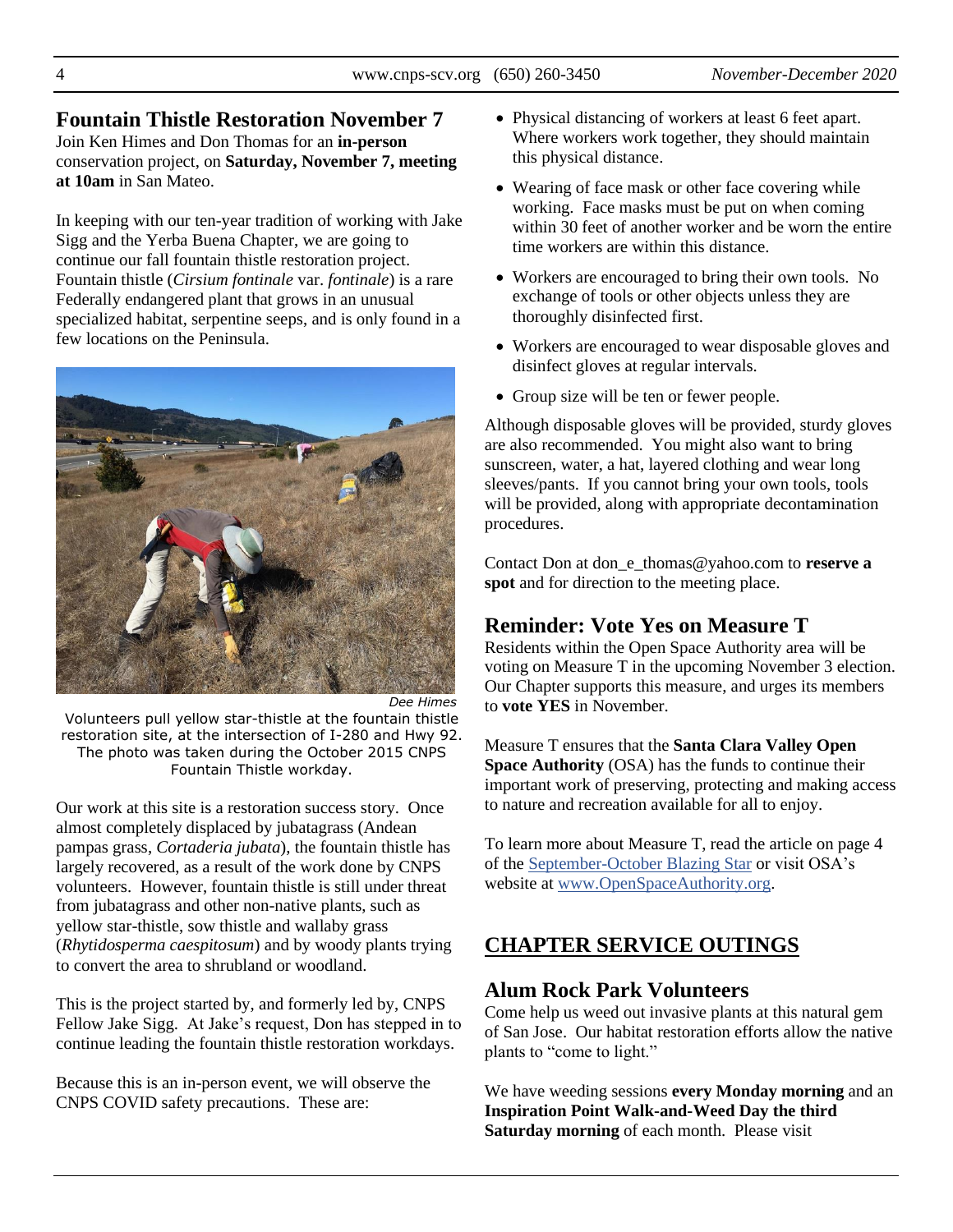## Fountain Thistle Restoration November 7

Join Ken Himes and Don Thomas for an **in-person** conservation project, on **Saturday, November 7, meeting at 10am** in San Mateo.

In keeping with our ten-year tradition of working with Jake Sigg and the Yerba Buena Chapter, we are going to continue our fall fountain thistle restoration project. Fountain thistle (*Cirsium fontinale* var. *fontinale*) is a rare Federally endangered plant that grows in an unusual specialized habitat, serpentine seeps, and is only found in a few locations on the Peninsula.

*Dee Himes*

Volunteers pull yellow star-thistle at the fountain thistle restoration site, at the intersection of I-280 and Hwy 92. The photo was taken during the October 2015 CNPS Fountain Thistle workday.

Our work at this site is a restoration success story. Once almost completely displaced by jubatagrass (Andean pampas grass, *Cortaderia jubata*), the fountain thistle has largely recovered, as a result of the work done by CNPS volunteers. However, fountain thistle is still under threat from jubatagrass and other non-native plants, such as yellow star-thistle, sow thistle and wallaby grass (*Rhytidosperma caespitosum*) and by woody plants trying to convert the area to shrubland or woodland.

This is the project started by, and formerly led by, CNPS Fellow Jake Sigg. At Jake's request, Don has stepped in to continue leading the fountain thistle restoration workdays.

Because this is an in-person event, we will observe the CNPS COVID safety precautions. These are:

- Physical distancing of workers at least 6 feet apart. Where workers work together, they should maintain this physical distance.
- Wearing of face mask or other face covering while working. Face masks must be put on when coming within 30 feet of another worker and be worn the entire time workers are within this distance.
- Workers are encouraged to bring their own tools. No exchange of tools or other objects unless they are thoroughly disinfected first.
- Workers are encouraged to wear disposable gloves and disinfect gloves at regular intervals.
- Group size will be ten or fewer people.

Although disposable gloves will be provided, sturdy gloves are also recommended. You might also want to bring sunscreen, water, a hat, layered clothing and wear long sleeves/pants. If you cannot bring your own tools, tools will be provided, along with appropriate decontamination procedures.

Contact Don at don_e_thomas@yahoo.com to **reserve a spot** and for direction to the meeting place.

## Reminder: Vote Yes on Measure T

Residents within the Open Space Authority area will be voting on Measure T in the upcoming November 3 election. Our Chapter supports this measure, and urges its members to **vote YES** in November.

Measure T ensures that the **Santa Clara Valley Open Space Authority** (OSA) has the funds to continue their important work of preserving, protecting and making access to nature and recreation available for all to enjoy.

To learn more about Measure T, read the article on page 4 of the September-October Blazing Star or visit OSA's website at www.OpenSpaceAuthority.org.

# CHAPTER SERVICE OUTINGS

## Alum Rock Park Volunteers

Come help us weed out invasive plants at this natural gem of San Jose. Our habitat restoration efforts allow the native plants to "come to light."

We have weeding sessions **every Monday morning** and an **Inspiration Point Walk-and-Weed Day the third Saturday morning** of each month. Please visit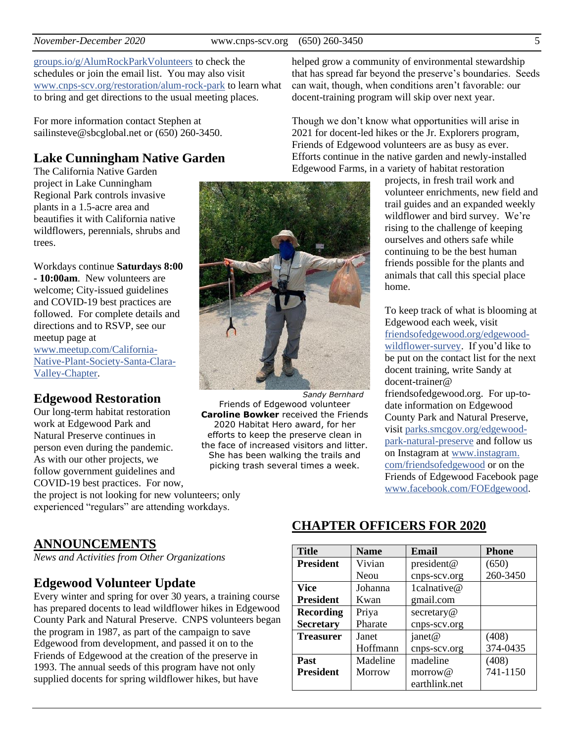groups.io/g/AlumRockParkVolunteers to check the schedules or join the email list. You may also visit www.cnps-scv.org/restoration/alum-rock-park to learn what to bring and get directions to the usual meeting places.

For more information contact Stephen at sailinsteve@sbcglobal.net or (650) 260-3450.

## Lake Cunningham Native Garden

The California Native Garden project in Lake Cunningham Regional Park controls invasive plants in a 1.5-acre area and beautifies it with California native wildflowers, perennials, shrubs and trees.

Workdays continue **Saturdays 8:00 - 10:00am**. New volunteers are welcome; City-issued guidelines and COVID-19 best practices are followed. For complete details and directions and to RSVP, see our meetup page at www.meetup.com/California-Native-Plant-Society-Santa-Clara-Valley-Chapter.

## Edgewood Restoration

Our long-term habitat restoration work at Edgewood Park and Natural Preserve continues in person even during the pandemic. As with our other projects, we follow government guidelines and COVID-19 best practices. For now, the project is not looking for new volunteers; only experienced "regulars" are attending workdays.

*Sandy Bernhard*

Friends of Edgewood volunteer **Caroline Bowker** received the Friends 2020 Habitat Hero award, for her efforts to keep the preserve clean in the face of increased visitors and litter. She has been walking the trails and picking trash several times a week.

# ANNOUNCEMENTS

*News and Activities from Other Organizations*

## Edgewood Volunteer Update

Every winter and spring for over 30 years, a training course has prepared docents to lead wildflower hikes in Edgewood County Park and Natural Preserve. CNPS volunteers began the program in 1987, as part of the campaign to save Edgewood from development, and passed it on to the Friends of Edgewood at the creation of the preserve in 1993. The annual seeds of this program have not only supplied docents for spring wildflower hikes, but have helped grow a community of environmental stewardship that has spread far beyond the preserve's boundaries. Seeds can wait, though, when conditions aren't favorable: our docent-training program will skip over next year.

Though we don't know what opportunities will arise in 2021 for docent-led hikes or the Jr. Explorers program, Friends of Edgewood volunteers are as busy as ever. Efforts continue in the native garden and newly-installed Edgewood Farms, in a variety of habitat restoration projects, in fresh trail work and volunteer enrichments, new field and trail guides and an expanded weekly wildflower and bird survey. We're rising to the challenge of keeping ourselves and others safe while continuing to be the best human friends possible for the plants and animals that call this special place home.

To keep track of what is blooming at Edgewood each week, visit friendsofedgewood.org/edgewood-wildflower-survey. If you'd like to be put on the contact list for the next docent training, write Sandy at docent-trainer@friendsofedgewood.org. For up-to-date information on Edgewood County Park and Natural Preserve, visit parks.smcgov.org/edgewood-park-natural-preserve and follow us on Instagram at www.instagram.com/friendsofedgewood or on the Friends of Edgewood Facebook page www.facebook.com/FOEdgewood.

# CHAPTER OFFICERS FOR 2020

| Title | Name | Email | Phone |
|---|---|---|---|
| **President** | Vivian Neou | president@cnps-scv.org | (650) 260-3450 |
| **Vice President** | Johanna Kwan | 1calnative@gmail.com | |
| **Recording Secretary** | Priya Pharate | secretary@cnps-scv.org | |
| **Treasurer** | Janet Hoffmann | janet@cnps-scv.org | (408) 374-0435 |
| **Past President** | Madeline Morrow | madeline morrow@earthlink.net | (408) 741-1150 |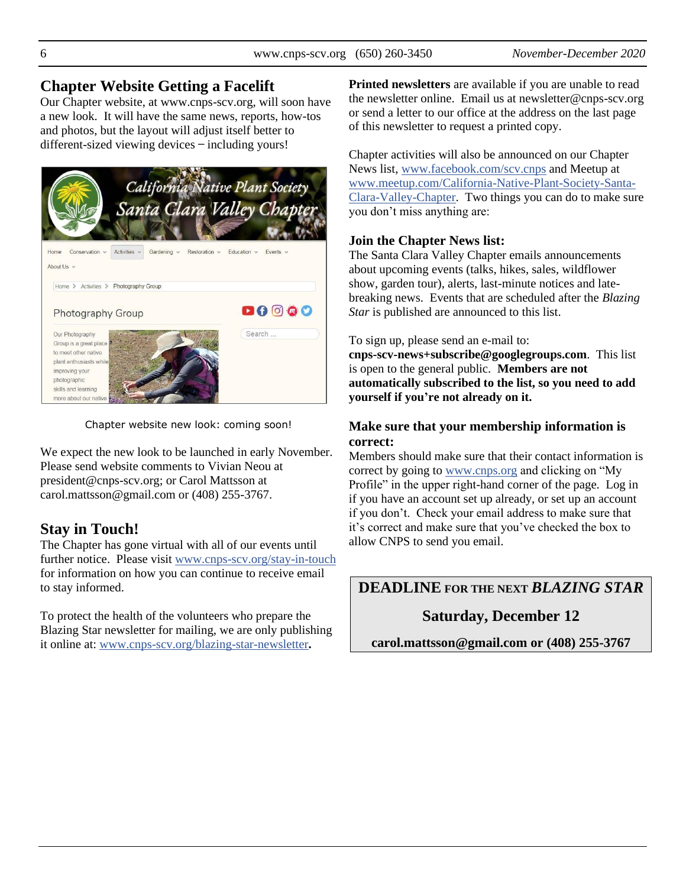## Chapter Website Getting a Facelift

Our Chapter website, at www.cnps-scv.org, will soon have a new look. It will have the same news, reports, how-tos and photos, but the layout will adjust itself better to different-sized viewing devices – including yours!

Chapter website new look: coming soon!

We expect the new look to be launched in early November. Please send website comments to Vivian Neou at president@cnps-scv.org; or Carol Mattsson at carol.mattsson@gmail.com or (408) 255-3767.

## Stay in Touch!

The Chapter has gone virtual with all of our events until further notice. Please visit www.cnps-scv.org/stay-in-touch for information on how you can continue to receive email to stay informed.

To protect the health of the volunteers who prepare the Blazing Star newsletter for mailing, we are only publishing it online at: www.cnps-scv.org/blazing-star-newsletter.

**Printed newsletters** are available if you are unable to read the newsletter online. Email us at newsletter@cnps-scv.org or send a letter to our office at the address on the last page of this newsletter to request a printed copy.

Chapter activities will also be announced on our Chapter News list, www.facebook.com/scv.cnps and Meetup at www.meetup.com/California-Native-Plant-Society-Santa-Clara-Valley-Chapter. Two things you can do to make sure you don't miss anything are:

### Join the Chapter News list:

The Santa Clara Valley Chapter emails announcements about upcoming events (talks, hikes, sales, wildflower show, garden tour), alerts, last-minute notices and late-breaking news. Events that are scheduled after the *Blazing Star* is published are announced to this list.

To sign up, please send an e-mail to: **cnps-scv-news+subscribe@googlegroups.com**. This list is open to the general public. **Members are not automatically subscribed to the list, so you need to add yourself if you're not already on it.**

### Make sure that your membership information is correct:

Members should make sure that their contact information is correct by going to www.cnps.org and clicking on "My Profile" in the upper right-hand corner of the page. Log in if you have an account set up already, or set up an account if you don't. Check your email address to make sure that it's correct and make sure that you've checked the box to allow CNPS to send you email.

**DEADLINE FOR THE NEXT *BLAZING STAR***

**Saturday, December 12**

**carol.mattsson@gmail.com or (408) 255-3767**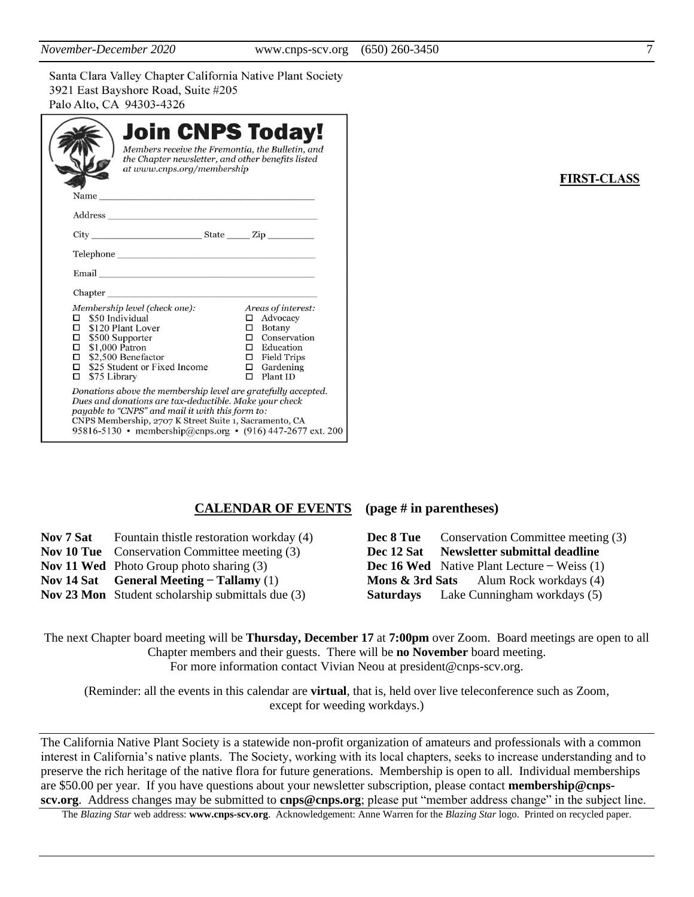Santa Clara Valley Chapter California Native Plant Society
3921 East Bayshore Road, Suite #205
Palo Alto, CA 94303-4326

**FIRST-CLASS**

# Join CNPS Today!

*Members receive the Fremontia, the Bulletin, and the Chapter newsletter, and other benefits listed at www.cnps.org/membership*

Name ______________________________

Address ______________________________

City ____________________ State _____ Zip _________

Telephone ______________________________

Email ______________________________

Chapter ______________________________

| *Membership level (check one):* | *Areas of interest:* |
|---|---|
| ☐ $50 Individual | ☐ Advocacy |
| ☐ $120 Plant Lover | ☐ Botany |
| ☐ $500 Supporter | ☐ Conservation |
| ☐ $1,000 Patron | ☐ Education |
| ☐ $2,500 Benefactor | ☐ Field Trips |
| ☐ $25 Student or Fixed Income | ☐ Gardening |
| ☐ $75 Library | ☐ Plant ID |

*Donations above the membership level are gratefully accepted. Dues and donations are tax-deductible. Make your check payable to "CNPS" and mail it with this form to:*
CNPS Membership, 2707 K Street Suite 1, Sacramento, CA 95816-5130 • membership@cnps.org • (916) 447-2677 ext. 200

## CALENDAR OF EVENTS (page # in parentheses)

| | |
|---|---|
| **Nov 7 Sat** | Fountain thistle restoration workday (4) |
| **Nov 10 Tue** | Conservation Committee meeting (3) |
| **Nov 11 Wed** | Photo Group photo sharing (3) |
| **Nov 14 Sat** | **General Meeting − Tallamy** (1) |
| **Nov 23 Mon** | Student scholarship submittals due (3) |
| **Dec 8 Tue** | Conservation Committee meeting (3) |
| **Dec 12 Sat** | **Newsletter submittal deadline** |
| **Dec 16 Wed** | Native Plant Lecture − Weiss (1) |
| **Mons & 3rd Sats** | Alum Rock workdays (4) |
| **Saturdays** | Lake Cunningham workdays (5) |

The next Chapter board meeting will be **Thursday, December 17** at **7:00pm** over Zoom. Board meetings are open to all Chapter members and their guests. There will be **no November** board meeting. For more information contact Vivian Neou at president@cnps-scv.org.

(Reminder: all the events in this calendar are **virtual**, that is, held over live teleconference such as Zoom, except for weeding workdays.)

The California Native Plant Society is a statewide non-profit organization of amateurs and professionals with a common interest in California's native plants. The Society, working with its local chapters, seeks to increase understanding and to preserve the rich heritage of the native flora for future generations. Membership is open to all. Individual memberships are $50.00 per year. If you have questions about your newsletter subscription, please contact **membership@cnps-scv.org**. Address changes may be submitted to **cnps@cnps.org**; please put "member address change" in the subject line.

The *Blazing Star* web address: **www.cnps-scv.org**. Acknowledgement: Anne Warren for the *Blazing Star* logo. Printed on recycled paper.